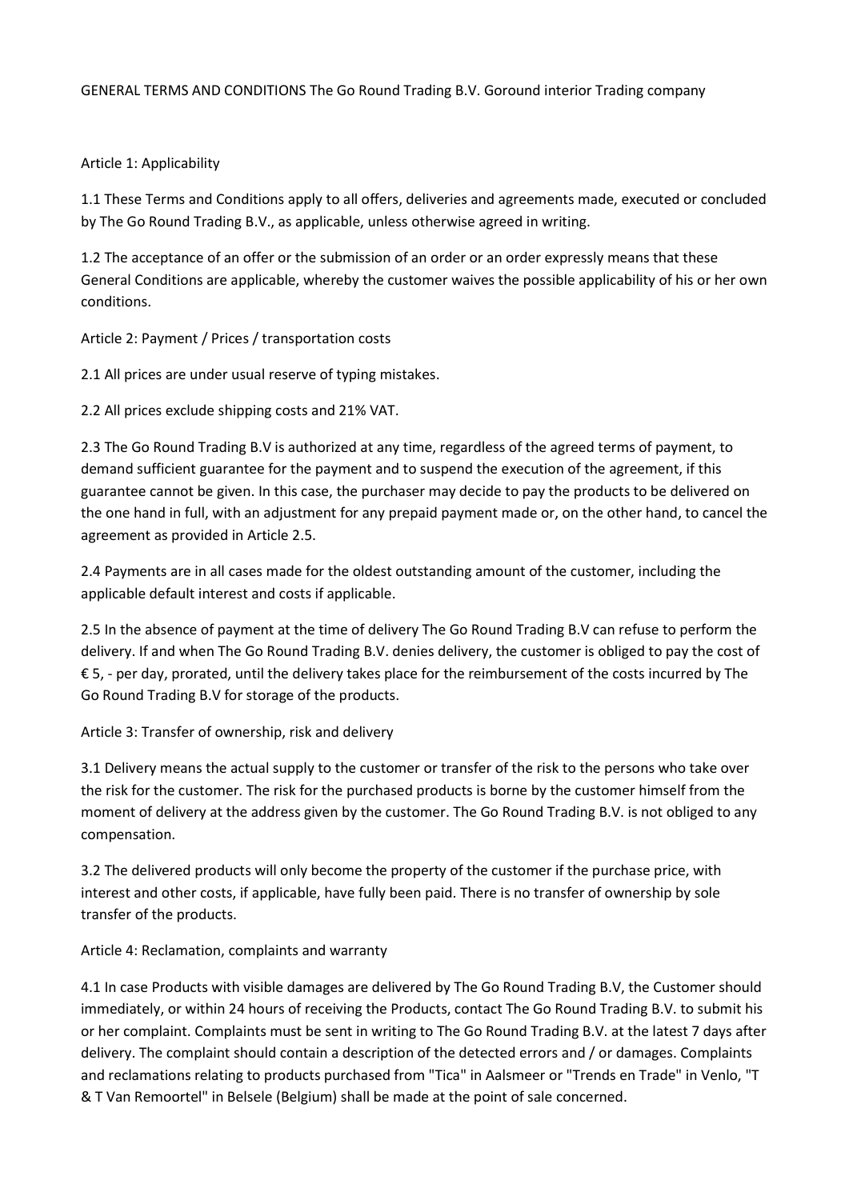# GENERAL TERMS AND CONDITIONS The Go Round Trading B.V. Goround interior Trading company

## Article 1: Applicability

1.1 These Terms and Conditions apply to all offers, deliveries and agreements made, executed or concluded by The Go Round Trading B.V., as applicable, unless otherwise agreed in writing.

1.2 The acceptance of an offer or the submission of an order or an order expressly means that these General Conditions are applicable, whereby the customer waives the possible applicability of his or her own conditions.

## Article 2: Payment / Prices / transportation costs

2.1 All prices are under usual reserve of typing mistakes.

2.2 All prices exclude shipping costs and 21% VAT.

2.3 The Go Round Trading B.V is authorized at any time, regardless of the agreed terms of payment, to demand sufficient guarantee for the payment and to suspend the execution of the agreement, if this guarantee cannot be given. In this case, the purchaser may decide to pay the products to be delivered on the one hand in full, with an adjustment for any prepaid payment made or, on the other hand, to cancel the agreement as provided in Article 2.5.

2.4 Payments are in all cases made for the oldest outstanding amount of the customer, including the applicable default interest and costs if applicable.

2.5 In the absence of payment at the time of delivery The Go Round Trading B.V can refuse to perform the delivery. If and when The Go Round Trading B.V. denies delivery, the customer is obliged to pay the cost of € 5, - per day, prorated, until the delivery takes place for the reimbursement of the costs incurred by The Go Round Trading B.V for storage of the products.

## Article 3: Transfer of ownership, risk and delivery

3.1 Delivery means the actual supply to the customer or transfer of the risk to the persons who take over the risk for the customer. The risk for the purchased products is borne by the customer himself from the moment of delivery at the address given by the customer. The Go Round Trading B.V. is not obliged to any compensation.

3.2 The delivered products will only become the property of the customer if the purchase price, with interest and other costs, if applicable, have fully been paid. There is no transfer of ownership by sole transfer of the products.

## Article 4: Reclamation, complaints and warranty

4.1 In case Products with visible damages are delivered by The Go Round Trading B.V, the Customer should immediately, or within 24 hours of receiving the Products, contact The Go Round Trading B.V. to submit his or her complaint. Complaints must be sent in writing to The Go Round Trading B.V. at the latest 7 days after delivery. The complaint should contain a description of the detected errors and / or damages. Complaints and reclamations relating to products purchased from "Tica" in Aalsmeer or "Trends en Trade" in Venlo, "T & T Van Remoortel" in Belsele (Belgium) shall be made at the point of sale concerned.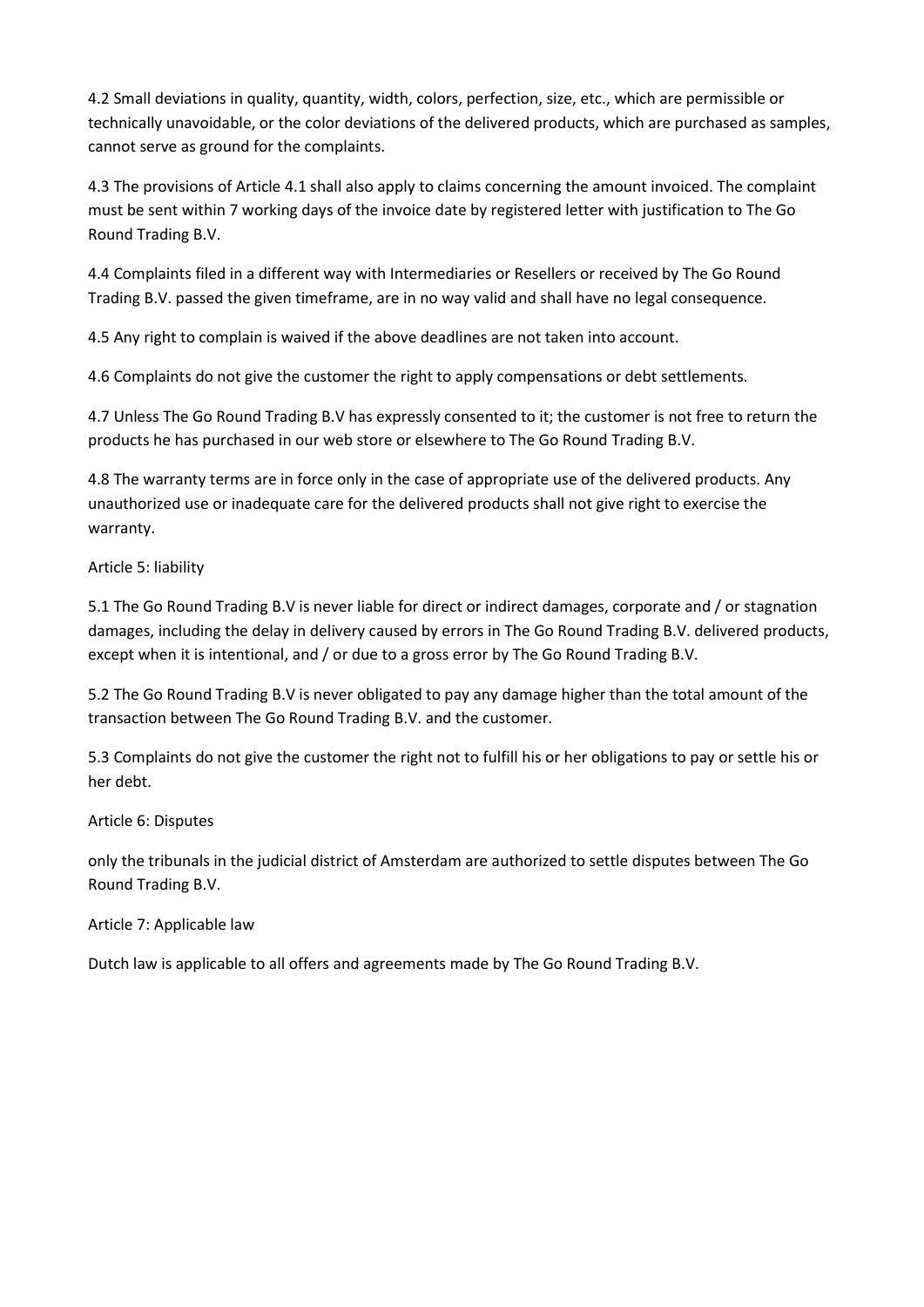4.2 Small deviations in quality, quantity, width, colors, perfection, size, etc., which are permissible or technically unavoidable, or the color deviations of the delivered products, which are purchased as samples, cannot serve as ground for the complaints.

4.3 The provisions of Article 4.1 shall also apply to claims concerning the amount invoiced. The complaint must be sent within 7 working days of the invoice date by registered letter with justification to The Go Round Trading B.V.

4.4 Complaints filed in a different way with Intermediaries or Resellers or received by The Go Round Trading B.V. passed the given timeframe, are in no way valid and shall have no legal consequence.

4.5 Any right to complain is waived if the above deadlines are not taken into account.

4.6 Complaints do not give the customer the right to apply compensations or debt settlements.

4.7 Unless The Go Round Trading B.V has expressly consented to it; the customer is not free to return the products he has purchased in our web store or elsewhere to The Go Round Trading B.V.

4.8 The warranty terms are in force only in the case of appropriate use of the delivered products. Any unauthorized use or inadequate care for the delivered products shall not give right to exercise the warranty.

## Article 5: liability

5.1 The Go Round Trading B.V is never liable for direct or indirect damages, corporate and / or stagnation damages, including the delay in delivery caused by errors in The Go Round Trading B.V. delivered products, except when it is intentional, and / or due to a gross error by The Go Round Trading B.V.

5.2 The Go Round Trading B.V is never obligated to pay any damage higher than the total amount of the transaction between The Go Round Trading B.V. and the customer.

5.3 Complaints do not give the customer the right not to fulfill his or her obligations to pay or settle his or her debt.

## Article 6: Disputes

only the tribunals in the judicial district of Amsterdam are authorized to settle disputes between The Go Round Trading B.V.

## Article 7: Applicable law

Dutch law is applicable to all offers and agreements made by The Go Round Trading B.V.